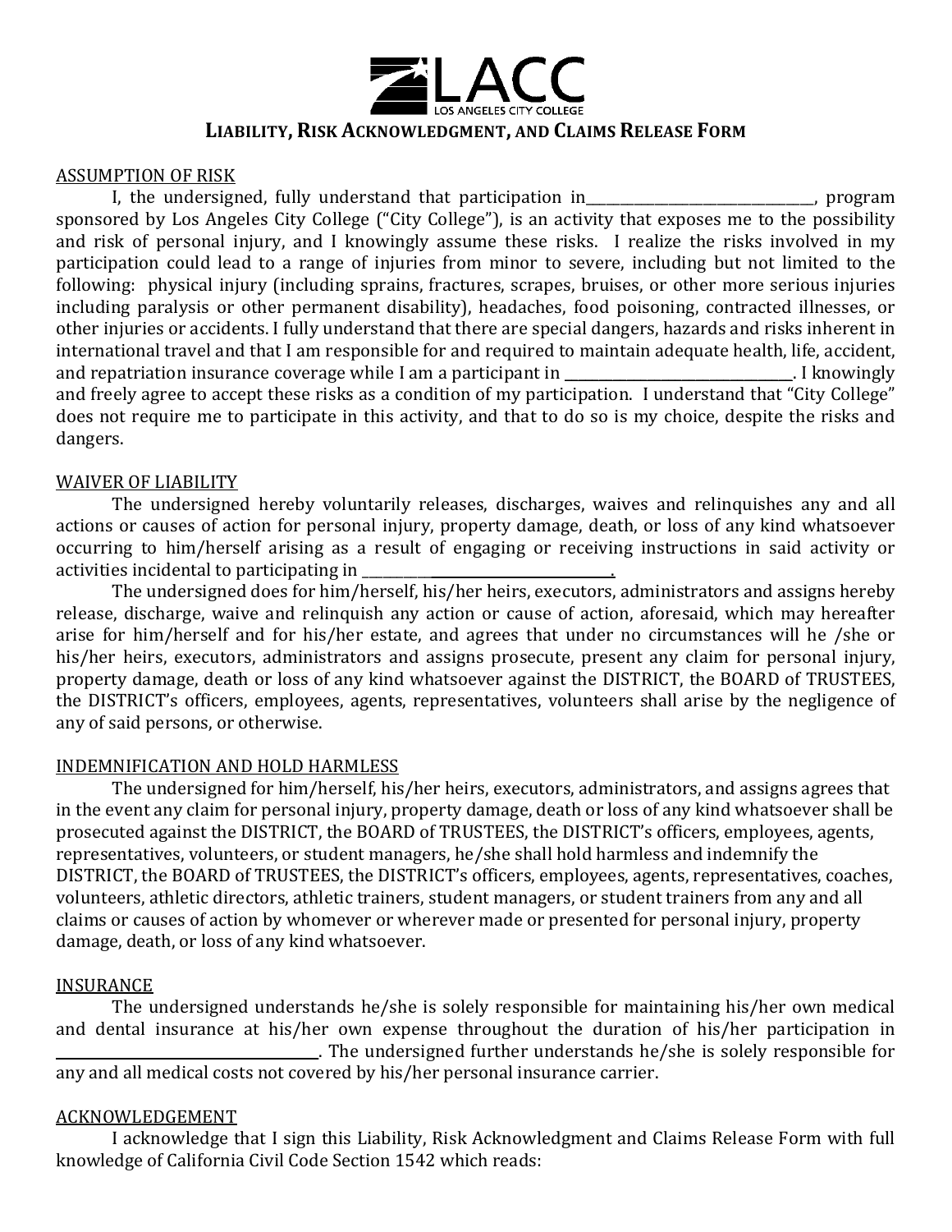LACC
LOS ANGELES CITY COLLEGE

# LIABILITY, RISK ACKNOWLEDGMENT, AND CLAIMS RELEASE FORM

ASSUMPTION OF RISK

I, the undersigned, fully understand that participation in_________________________________, program sponsored by Los Angeles City College ("City College"), is an activity that exposes me to the possibility and risk of personal injury, and I knowingly assume these risks. I realize the risks involved in my participation could lead to a range of injuries from minor to severe, including but not limited to the following: physical injury (including sprains, fractures, scrapes, bruises, or other more serious injuries including paralysis or other permanent disability), headaches, food poisoning, contracted illnesses, or other injuries or accidents. I fully understand that there are special dangers, hazards and risks inherent in international travel and that I am responsible for and required to maintain adequate health, life, accident, and repatriation insurance coverage while I am a participant in _________________________________. I knowingly and freely agree to accept these risks as a condition of my participation. I understand that "City College" does not require me to participate in this activity, and that to do so is my choice, despite the risks and dangers.

WAIVER OF LIABILITY

The undersigned hereby voluntarily releases, discharges, waives and relinquishes any and all actions or causes of action for personal injury, property damage, death, or loss of any kind whatsoever occurring to him/herself arising as a result of engaging or receiving instructions in said activity or activities incidental to participating in _________________________________.

The undersigned does for him/herself, his/her heirs, executors, administrators and assigns hereby release, discharge, waive and relinquish any action or cause of action, aforesaid, which may hereafter arise for him/herself and for his/her estate, and agrees that under no circumstances will he /she or his/her heirs, executors, administrators and assigns prosecute, present any claim for personal injury, property damage, death or loss of any kind whatsoever against the DISTRICT, the BOARD of TRUSTEES, the DISTRICT's officers, employees, agents, representatives, volunteers shall arise by the negligence of any of said persons, or otherwise.

INDEMNIFICATION AND HOLD HARMLESS

The undersigned for him/herself, his/her heirs, executors, administrators, and assigns agrees that in the event any claim for personal injury, property damage, death or loss of any kind whatsoever shall be prosecuted against the DISTRICT, the BOARD of TRUSTEES, the DISTRICT's officers, employees, agents, representatives, volunteers, or student managers, he/she shall hold harmless and indemnify the DISTRICT, the BOARD of TRUSTEES, the DISTRICT's officers, employees, agents, representatives, coaches, volunteers, athletic directors, athletic trainers, student managers, or student trainers from any and all claims or causes of action by whomever or wherever made or presented for personal injury, property damage, death, or loss of any kind whatsoever.

INSURANCE

The undersigned understands he/she is solely responsible for maintaining his/her own medical and dental insurance at his/her own expense throughout the duration of his/her participation in _____________________________________. The undersigned further understands he/she is solely responsible for any and all medical costs not covered by his/her personal insurance carrier.

ACKNOWLEDGEMENT

I acknowledge that I sign this Liability, Risk Acknowledgment and Claims Release Form with full knowledge of California Civil Code Section 1542 which reads: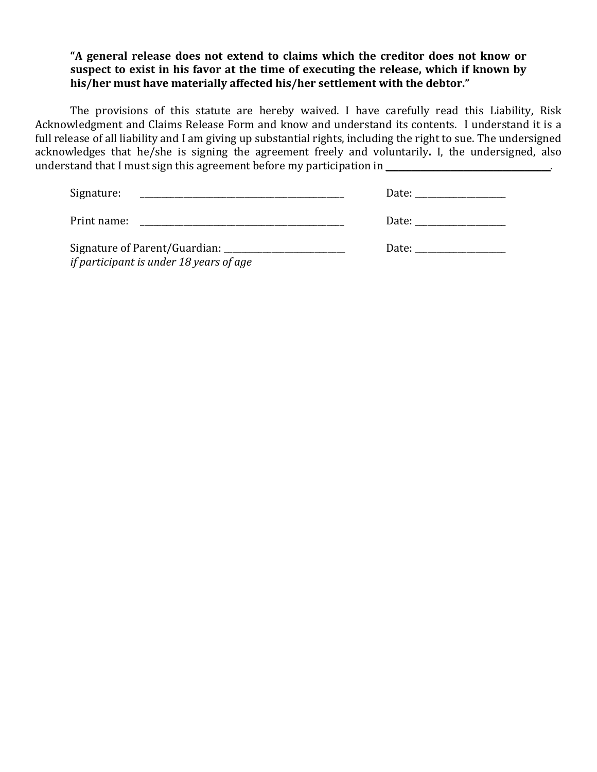**"A general release does not extend to claims which the creditor does not know or suspect to exist in his favor at the time of executing the release, which if known by his/her must have materially affected his/her settlement with the debtor."**

The provisions of this statute are hereby waived. I have carefully read this Liability, Risk Acknowledgment and Claims Release Form and know and understand its contents. I understand it is a full release of all liability and I am giving up substantial rights, including the right to sue. The undersigned acknowledges that he/she is signing the agreement freely and voluntarily**.** I, the undersigned, also understand that I must sign this agreement before my participation in **\_\_\_\_\_\_\_\_\_\_\_\_\_\_\_\_\_\_\_\_\_\_\_\_\_\_\_\_\_\_\_\_\_\_\_\_\_**.

Signature: \_\_\_\_\_\_\_\_\_\_\_\_\_\_\_\_\_\_\_\_\_\_\_\_\_\_\_\_\_\_\_\_\_\_\_\_\_\_\_\_\_\_\_\_\_\_\_\_ Date: \_\_\_\_\_\_\_\_\_\_\_\_\_\_\_\_\_\_\_\_

Print name: \_\_\_\_\_\_\_\_\_\_\_\_\_\_\_\_\_\_\_\_\_\_\_\_\_\_\_\_\_\_\_\_\_\_\_\_\_\_\_\_\_\_\_\_\_\_\_\_ Date: \_\_\_\_\_\_\_\_\_\_\_\_\_\_\_\_\_\_\_\_

Signature of Parent/Guardian: \_\_\_\_\_\_\_\_\_\_\_\_\_\_\_\_\_\_\_\_\_\_\_\_\_\_\_\_ Date: \_\_\_\_\_\_\_\_\_\_\_\_\_\_\_\_\_\_\_\_
*if participant is under 18 years of age*